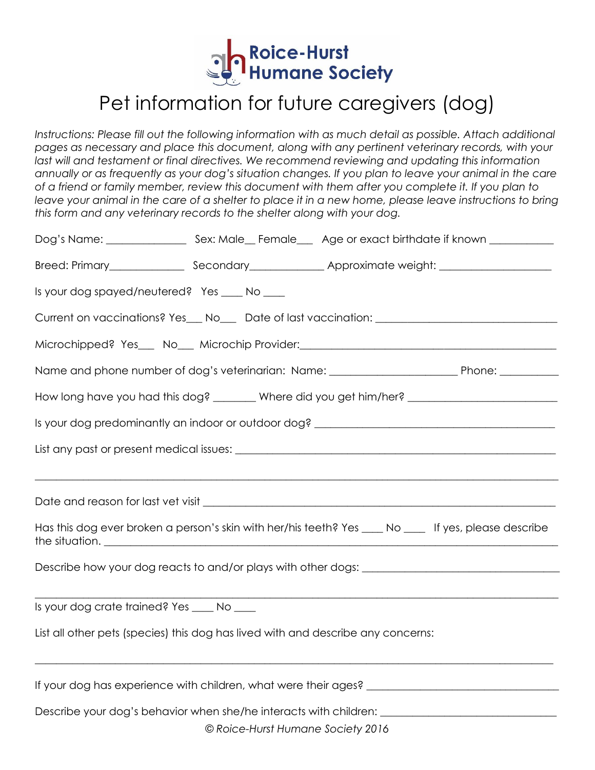Roice-Hurst Humane Society

# Pet information for future caregivers (dog)

*Instructions: Please fill out the following information with as much detail as possible. Attach additional pages as necessary and place this document, along with any pertinent veterinary records, with your last will and testament or final directives. We recommend reviewing and updating this information annually or as frequently as your dog's situation changes. If you plan to leave your animal in the care of a friend or family member, review this document with them after you complete it. If you plan to leave your animal in the care of a shelter to place it in a new home, please leave instructions to bring this form and any veterinary records to the shelter along with your dog.*

Dog's Name: ______________ Sex: Male__ Female___ Age or exact birthdate if known ___________

Breed: Primary_____________ Secondary_____________ Approximate weight: ___________________

Is your dog spayed/neutered? Yes ____ No ____

Current on vaccinations? Yes___ No___ Date of last vaccination: _______________________________

Microchipped? Yes___ No___ Microchip Provider:___________________________________________

Name and phone number of dog's veterinarian: Name: ______________________ Phone: __________

How long have you had this dog? _______ Where did you get him/her? __________________________

Is your dog predominantly an indoor or outdoor dog? __________________________________________

List any past or present medical issues: _______________________________________________________

_______________________________________________________________________________________

Date and reason for last vet visit ______________________________________________________________

Has this dog ever broken a person's skin with her/his teeth? Yes ____ No ____ If yes, please describe the situation. __________________________________________________________________________

Describe how your dog reacts to and/or plays with other dogs: __________________________________

_______________________________________________________________________________________

Is your dog crate trained? Yes ____ No ____

List all other pets (species) this dog has lived with and describe any concerns:

_______________________________________________________________________________________

If your dog has experience with children, what were their ages? _________________________________

Describe your dog's behavior when she/he interacts with children: ______________________________

*© Roice-Hurst Humane Society 2016*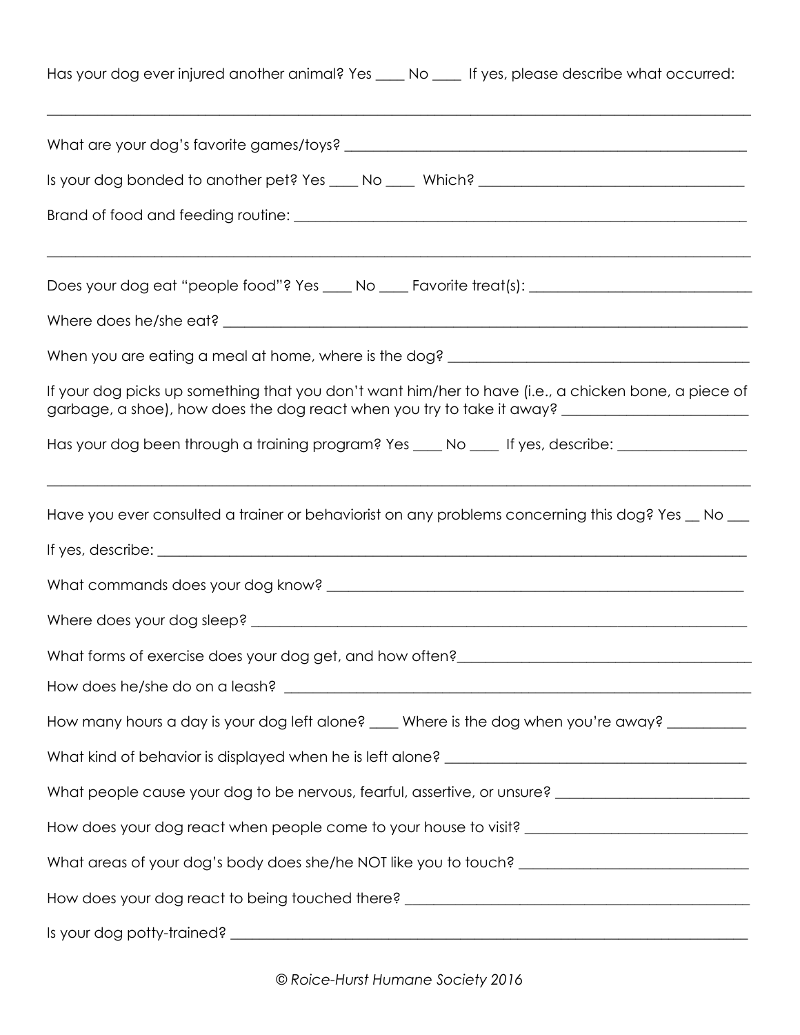Has your dog ever injured another animal? Yes ____ No ____ If yes, please describe what occurred:

______________________________________________________________________________

What are your dog's favorite games/toys? _______________________________________________

Is your dog bonded to another pet? Yes ____ No ____ Which? ___________________________

Brand of food and feeding routine: ___________________________________________________

______________________________________________________________________________

Does your dog eat "people food"? Yes ____ No ____ Favorite treat(s): ______________________

Where does he/she eat? ___________________________________________________________

When you are eating a meal at home, where is the dog? _________________________________

If your dog picks up something that you don't want him/her to have (i.e., a chicken bone, a piece of garbage, a shoe), how does the dog react when you try to take it away? ___________________

Has your dog been through a training program? Yes ____ No ____ If yes, describe: ____________

______________________________________________________________________________

Have you ever consulted a trainer or behaviorist on any problems concerning this dog? Yes __ No ___

If yes, describe: _________________________________________________________________

What commands does your dog know? _______________________________________________

Where does your dog sleep? ________________________________________________________

What forms of exercise does your dog get, and how often?________________________________

How does he/she do on a leash? _____________________________________________________

How many hours a day is your dog left alone? ____ Where is the dog when you're away? ________

What kind of behavior is displayed when he is left alone? _________________________________

What people cause your dog to be nervous, fearful, assertive, or unsure? _____________________

How does your dog react when people come to your house to visit? _________________________

What areas of your dog's body does she/he NOT like you to touch? _________________________

How does your dog react to being touched there? _______________________________________

Is your dog potty-trained? __________________________________________________________

*© Roice-Hurst Humane Society 2016*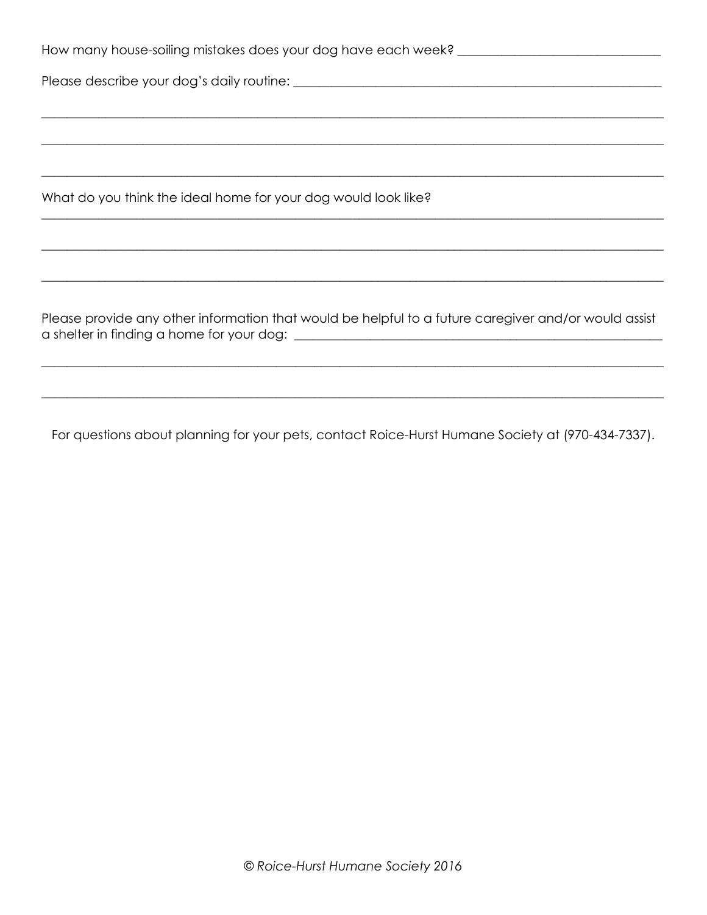How many house-soiling mistakes does your dog have each week? ______________________________

Please describe your dog's daily routine: ________________________________________________________

______________________________________________________________________________________________

______________________________________________________________________________________________

______________________________________________________________________________________________

What do you think the ideal home for your dog would look like?

______________________________________________________________________________________________

______________________________________________________________________________________________

______________________________________________________________________________________________

Please provide any other information that would be helpful to a future caregiver and/or would assist a shelter in finding a home for your dog: ___________________________________________________

______________________________________________________________________________________________

______________________________________________________________________________________________

For questions about planning for your pets, contact Roice-Hurst Humane Society at (970-434-7337).

*© Roice-Hurst Humane Society 2016*